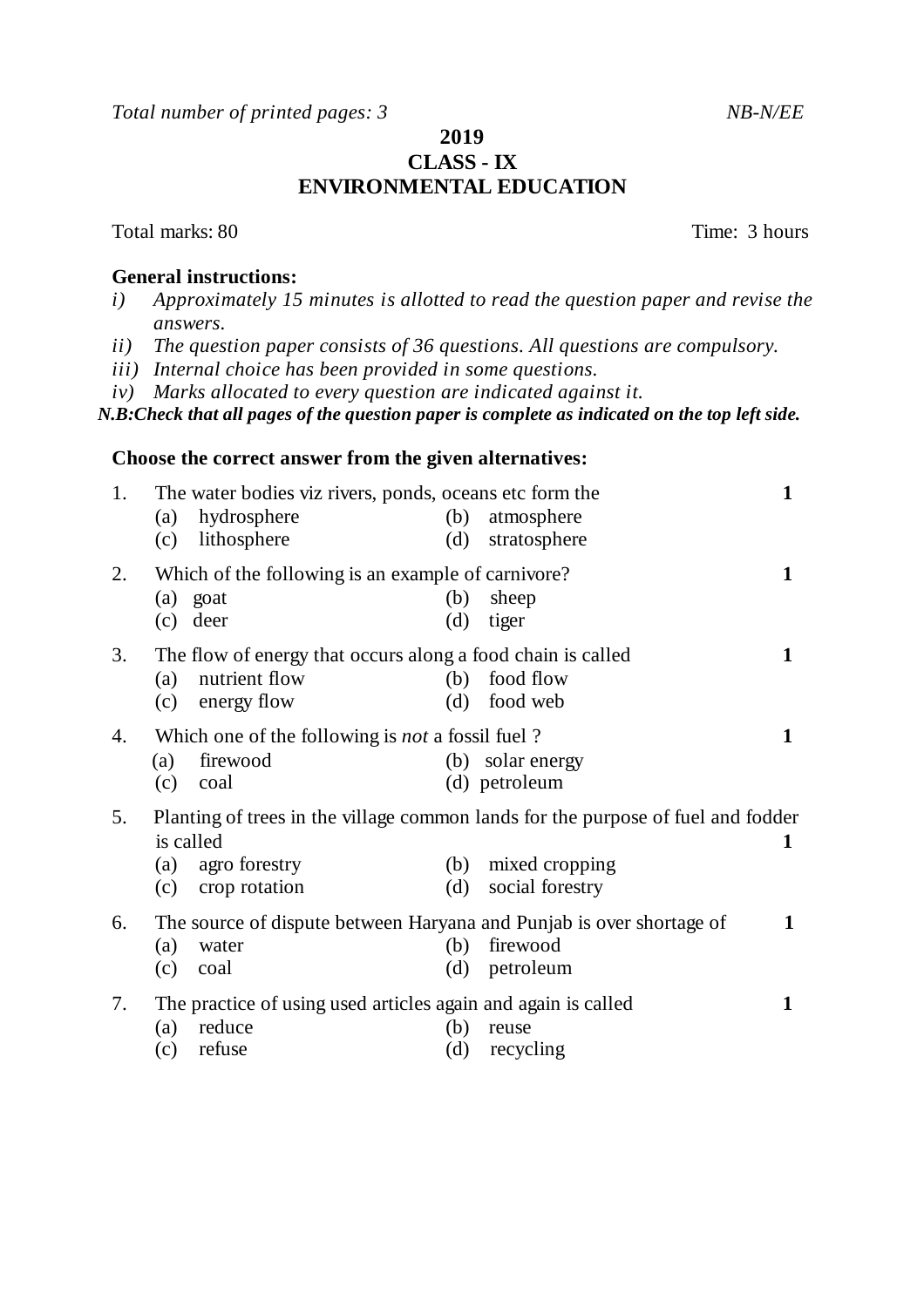*Total number of printed pages: 3* *NB-N/EE*

**2019**

**CLASS - IX**

**ENVIRONMENTAL EDUCATION**

Total marks: 80 Time: 3 hours

**General instructions:**

*i) Approximately 15 minutes is allotted to read the question paper and revise the answers.*

*ii) The question paper consists of 36 questions. All questions are compulsory.*

*iii) Internal choice has been provided in some questions.*

*iv) Marks allocated to every question are indicated against it.*

***N.B:Check that all pages of the question paper is complete as indicated on the top left side.***

**Choose the correct answer from the given alternatives:**

1. The water bodies viz rivers, ponds, oceans etc form the **1**
   (a) hydrosphere (b) atmosphere
   (c) lithosphere (d) stratosphere

2. Which of the following is an example of carnivore? **1**
   (a) goat (b) sheep
   (c) deer (d) tiger

3. The flow of energy that occurs along a food chain is called **1**
   (a) nutrient flow (b) food flow
   (c) energy flow (d) food web

4. Which one of the following is *not* a fossil fuel ? **1**
   (a) firewood (b) solar energy
   (c) coal (d) petroleum

5. Planting of trees in the village common lands for the purpose of fuel and fodder is called **1**
   (a) agro forestry (b) mixed cropping
   (c) crop rotation (d) social forestry

6. The source of dispute between Haryana and Punjab is over shortage of **1**
   (a) water (b) firewood
   (c) coal (d) petroleum

7. The practice of using used articles again and again is called **1**
   (a) reduce (b) reuse
   (c) refuse (d) recycling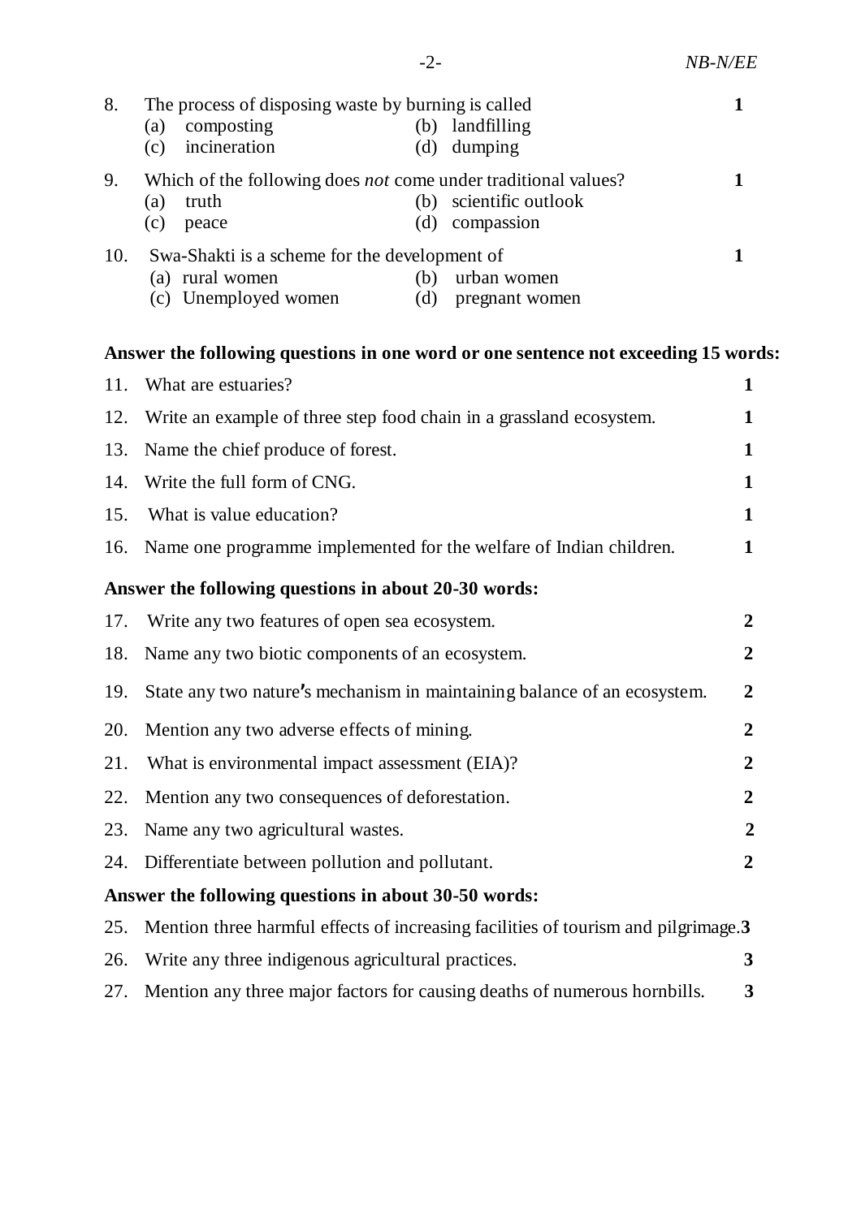8. The process of disposing waste by burning is called **1**
   (a) composting (b) landfilling
   (c) incineration (d) dumping

9. Which of the following does *not* come under traditional values? **1**
   (a) truth (b) scientific outlook
   (c) peace (d) compassion

10. Swa-Shakti is a scheme for the development of **1**
    (a) rural women (b) urban women
    (c) Unemployed women (d) pregnant women

**Answer the following questions in one word or one sentence not exceeding 15 words:**

11. What are estuaries? **1**
12. Write an example of three step food chain in a grassland ecosystem. **1**
13. Name the chief produce of forest. **1**
14. Write the full form of CNG. **1**
15. What is value education? **1**
16. Name one programme implemented for the welfare of Indian children. **1**

**Answer the following questions in about 20-30 words:**

17. Write any two features of open sea ecosystem. **2**
18. Name any two biotic components of an ecosystem. **2**
19. State any two nature's mechanism in maintaining balance of an ecosystem. **2**
20. Mention any two adverse effects of mining. **2**
21. What is environmental impact assessment (EIA)? **2**
22. Mention any two consequences of deforestation. **2**
23. Name any two agricultural wastes. **2**
24. Differentiate between pollution and pollutant. **2**

**Answer the following questions in about 30-50 words:**

25. Mention three harmful effects of increasing facilities of tourism and pilgrimage. **3**
26. Write any three indigenous agricultural practices. **3**
27. Mention any three major factors for causing deaths of numerous hornbills. **3**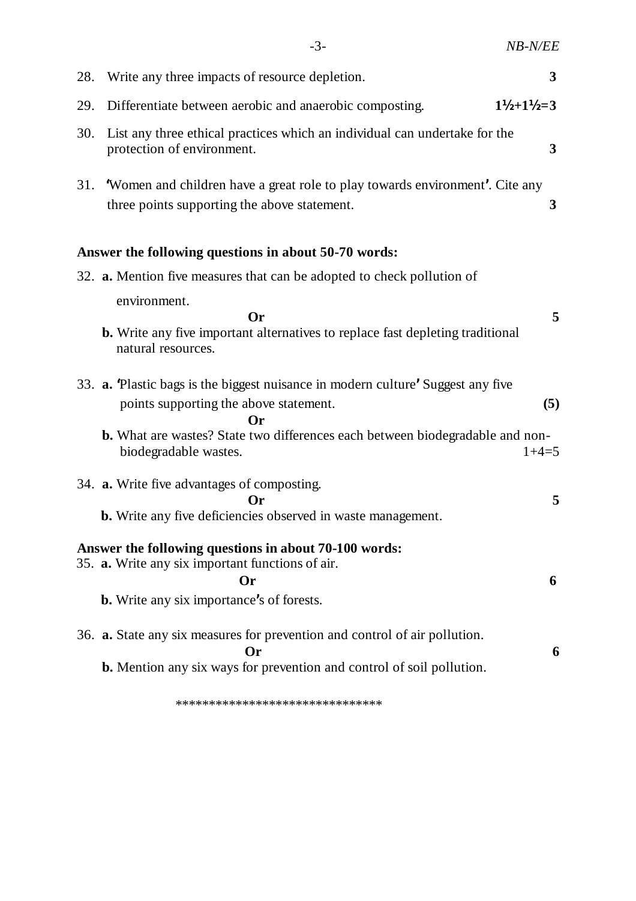28. Write any three impacts of resource depletion. **3**

29. Differentiate between aerobic and anaerobic composting. **1½+1½=3**

30. List any three ethical practices which an individual can undertake for the protection of environment. **3**

31. 'Women and children have a great role to play towards environment'. Cite any three points supporting the above statement. **3**

**Answer the following questions in about 50-70 words:**

32. **a.** Mention five measures that can be adopted to check pollution of environment.

**Or** **5**

**b.** Write any five important alternatives to replace fast depleting traditional natural resources.

33. **a.** 'Plastic bags is the biggest nuisance in modern culture' Suggest any five points supporting the above statement. **(5)**

**Or**

**b.** What are wastes? State two differences each between biodegradable and non-biodegradable wastes. 1+4=5

34. **a.** Write five advantages of composting.

**Or** **5**

**b.** Write any five deficiencies observed in waste management.

**Answer the following questions in about 70-100 words:**

35. **a.** Write any six important functions of air.

**Or** **6**

**b.** Write any six importance's of forests.

36. **a.** State any six measures for prevention and control of air pollution.

**Or** **6**

**b.** Mention any six ways for prevention and control of soil pollution.

*******************************